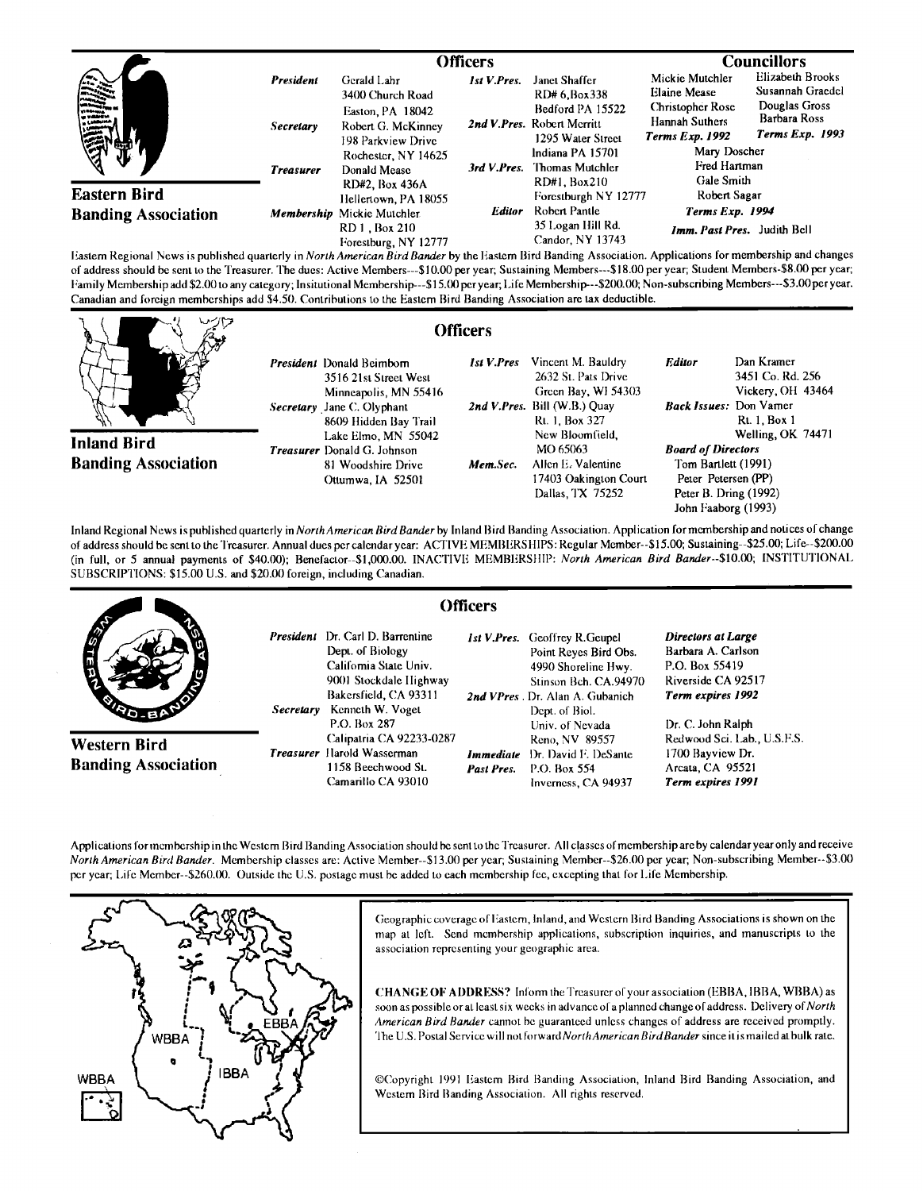## Eastern Bird Banding Association

### Officers

***President*** Gerald Lahr, 3400 Church Road, Easton, PA 18042

***Secretary*** Robert G. McKinney, 198 Parkview Drive, Rochester, NY 14625

***Treasurer*** Donald Mease, RD#2, Box 436A, Hellertown, PA 18055

***Membership*** Mickie Mutchler, RD 1, Box 210, Forestburg, NY 12777

***1st V.Pres.*** Janet Shaffer, RD# 6,Box338, Bedford PA 15522

***2nd V.Pres.*** Robert Merritt, 1295 Water Street, Indiana PA 15701

***3rd V.Pres.*** Thomas Mutchler, RD#1, Box210, Forestburgh NY 12777

***Editor*** Robert Pantle, 35 Logan Hill Rd., Candor, NY 13743

### Councillors

Mickie Mutchler
Elaine Mease
Christopher Rose
Hannah Suthers
***Terms Exp. 1992***

Elizabeth Brooks
Susannah Graedel
Douglas Gross
Barbara Ross
***Terms Exp. 1993***

Mary Doscher
Fred Hartman
Gale Smith
Robert Sagar
***Terms Exp. 1994***

***Imm. Past Pres.*** Judith Bell

Eastern Regional News is published quarterly in *North American Bird Bander* by the Eastern Bird Banding Association. Applications for membership and changes of address should be sent to the Treasurer. The dues: Active Members---$10.00 per year; Sustaining Members---$18.00 per year; Student Members-$8.00 per year; Family Membership add $2.00 to any category; Insitutional Membership---$15.00 per year; Life Membership---$200.00; Non-subscribing Members---$3.00 per year. Canadian and foreign memberships add $4.50. Contributions to the Eastern Bird Banding Association are tax deductible.

## Inland Bird Banding Association

### Officers

***President*** Donald Beimborn, 3516 21st Street West, Minneapolis, MN 55416

***Secretary*** Jane C. Olyphant, 8609 Hidden Bay Trail, Lake Elmo, MN 55042

***Treasurer*** Donald G. Johnson, 81 Woodshire Drive, Ottumwa, IA 52501

***1st V.Pres*** Vincent M. Bauldry, 2632 St. Pats Drive, Green Bay, WI 54303

***2nd V.Pres.*** Bill (W.B.) Quay, Rt. 1, Box 327, New Bloomfield, MO 65063

***Mem.Sec.*** Allen E. Valentine, 17403 Oakington Court, Dallas, TX 75252

***Editor*** Dan Kramer, 3451 Co. Rd. 256, Vickery, OH 43464

***Back Issues:*** Don Varner, Rt. 1, Box 1, Welling, OK 74471

***Board of Directors***
Tom Bartlett (1991)
Peter Petersen (PP)
Peter B. Dring (1992)
John Faaborg (1993)

Inland Regional News is published quarterly in *North American Bird Bander* by Inland Bird Banding Association. Application for membership and notices of change of address should be sent to the Treasurer. Annual dues per calendar year: ACTIVE MEMBERSHIPS: Regular Member--$15.00; Sustaining--$25.00; Life--$200.00 (in full, or 5 annual payments of $40.00); Benefactor--$1,000.00. INACTIVE MEMBERSHIP: *North American Bird Bander*--$10.00; INSTITUTIONAL SUBSCRIPTIONS: $15.00 U.S. and $20.00 foreign, including Canadian.

## Western Bird Banding Association

### Officers

***President*** Dr. Carl D. Barrentine, Dept. of Biology, California State Univ., 9001 Stockdale Highway, Bakersfield, CA 93311

***Secretary*** Kenneth W. Voget, P.O. Box 287, Calipatria CA 92233-0287

***Treasurer*** Harold Wasserman, 1158 Beechwood St., Camarillo CA 93010

***1st V.Pres.*** Geoffrey R.Geupel, Point Reyes Bird Obs., 4990 Shoreline Hwy., Stinson Bch. CA.94970

***2nd VPres.*** Dr. Alan A. Gubanich, Dept. of Biol., Univ. of Nevada, Reno, NV 89557

***Immediate Past Pres.*** Dr. David F. DeSante, P.O. Box 554, Inverness, CA 94937

***Directors at Large***
Barbara A. Carlson, P.O. Box 55419, Riverside CA 92517
***Term expires 1992***

Dr. C. John Ralph, Redwood Sci. Lab., U.S.F.S., 1700 Bayview Dr., Arcata, CA 95521
***Term expires 1991***

Applications for membership in the Western Bird Banding Association should be sent to the Treasurer. All classes of membership are by calendar year only and receive *North American Bird Bander*. Membership classes are: Active Member--$13.00 per year; Sustaining Member--$26.00 per year; Non-subscribing Member--$3.00 per year; Life Member--$260.00. Outside the U.S. postage must be added to each membership fee, excepting that for Life Membership.

WBBA
EBBA
IBBA
WBBA

Geographic coverage of Eastern, Inland, and Western Bird Banding Associations is shown on the map at left. Send membership applications, subscription inquiries, and manuscripts to the association representing your geographic area.

**CHANGE OF ADDRESS?** Inform the Treasurer of your association (EBBA, IBBA, WBBA) as soon as possible or at least six weeks in advance of a planned change of address. Delivery of *North American Bird Bander* cannot be guaranteed unless changes of address are received promptly. The U.S. Postal Service will not forward *North American Bird Bander* since it is mailed at bulk rate.

©Copyright 1991 Eastern Bird Banding Association, Inland Bird Banding Association, and Western Bird Banding Association. All rights reserved.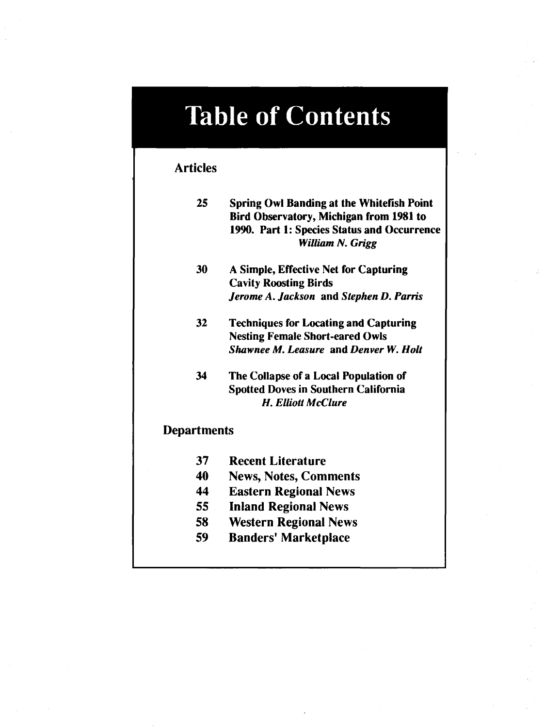# Table of Contents

## Articles

**25** **Spring Owl Banding at the Whitefish Point Bird Observatory, Michigan from 1981 to 1990. Part 1: Species Status and Occurrence**
***William N. Grigg***

**30** **A Simple, Effective Net for Capturing Cavity Roosting Birds**
***Jerome A. Jackson*** **and** ***Stephen D. Parris***

**32** **Techniques for Locating and Capturing Nesting Female Short-eared Owls**
***Shawnee M. Leasure*** **and** ***Denver W. Holt***

**34** **The Collapse of a Local Population of Spotted Doves in Southern California**
***H. Elliott McClure***

## Departments

**37** **Recent Literature**
**40** **News, Notes, Comments**
**44** **Eastern Regional News**
**55** **Inland Regional News**
**58** **Western Regional News**
**59** **Banders' Marketplace**